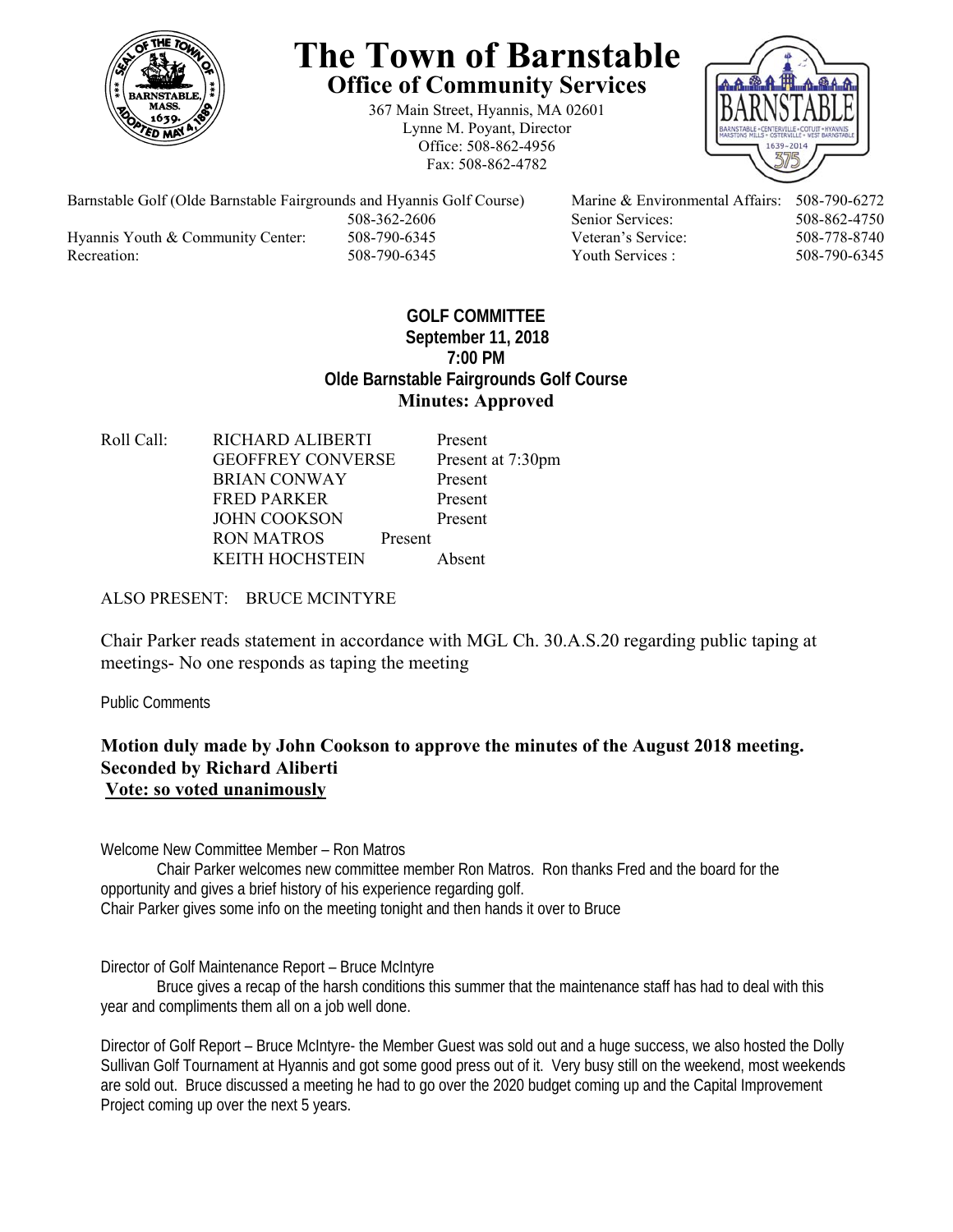# The Town of Barnstable

## Office of Community Services

367 Main Street, Hyannis, MA 02601
Lynne M. Poyant, Director
Office: 508-862-4956
Fax: 508-862-4782

| | | | |
|---|---|---|---|
| Barnstable Golf (Olde Barnstable Fairgrounds and Hyannis Golf Course) | 508-362-2606 | Marine & Environmental Affairs: | 508-790-6272 |
| | | Senior Services: | 508-862-4750 |
| Hyannis Youth & Community Center: | 508-790-6345 | Veteran's Service: | 508-778-8740 |
| Recreation: | 508-790-6345 | Youth Services : | 508-790-6345 |

**GOLF COMMITTEE**
**September 11, 2018**
**7:00 PM**
**Olde Barnstable Fairgrounds Golf Course**
**Minutes: Approved**

| Roll Call: | | |
|---|---|---|
| | RICHARD ALIBERTI | Present |
| | GEOFFREY CONVERSE | Present at 7:30pm |
| | BRIAN CONWAY | Present |
| | FRED PARKER | Present |
| | JOHN COOKSON | Present |
| | RON MATROS | Present |
| | KEITH HOCHSTEIN | Absent |

ALSO PRESENT: BRUCE MCINTYRE

Chair Parker reads statement in accordance with MGL Ch. 30.A.S.20 regarding public taping at meetings- No one responds as taping the meeting

Public Comments

**Motion duly made by John Cookson to approve the minutes of the August 2018 meeting.**
**Seconded by Richard Aliberti**
**Vote: so voted unanimously**

Welcome New Committee Member – Ron Matros

Chair Parker welcomes new committee member Ron Matros. Ron thanks Fred and the board for the opportunity and gives a brief history of his experience regarding golf.
Chair Parker gives some info on the meeting tonight and then hands it over to Bruce

Director of Golf Maintenance Report – Bruce McIntyre

Bruce gives a recap of the harsh conditions this summer that the maintenance staff has had to deal with this year and compliments them all on a job well done.

Director of Golf Report – Bruce McIntyre- the Member Guest was sold out and a huge success, we also hosted the Dolly Sullivan Golf Tournament at Hyannis and got some good press out of it. Very busy still on the weekend, most weekends are sold out. Bruce discussed a meeting he had to go over the 2020 budget coming up and the Capital Improvement Project coming up over the next 5 years.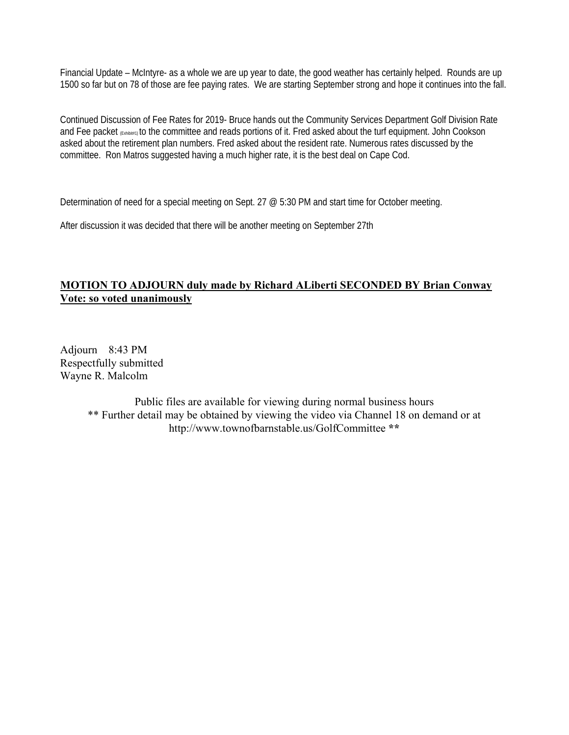Financial Update – McIntyre- as a whole we are up year to date, the good weather has certainly helped. Rounds are up 1500 so far but on 78 of those are fee paying rates. We are starting September strong and hope it continues into the fall.

Continued Discussion of Fee Rates for 2019- Bruce hands out the Community Services Department Golf Division Rate and Fee packet (Exhibit#1) to the committee and reads portions of it. Fred asked about the turf equipment. John Cookson asked about the retirement plan numbers. Fred asked about the resident rate. Numerous rates discussed by the committee. Ron Matros suggested having a much higher rate, it is the best deal on Cape Cod.

Determination of need for a special meeting on Sept. 27 @ 5:30 PM and start time for October meeting.

After discussion it was decided that there will be another meeting on September 27th

**MOTION TO ADJOURN duly made by Richard ALiberti SECONDED BY Brian Conway**
**Vote: so voted unanimously**

Adjourn 8:43 PM
Respectfully submitted
Wayne R. Malcolm

Public files are available for viewing during normal business hours
** Further detail may be obtained by viewing the video via Channel 18 on demand or at http://www.townofbarnstable.us/GolfCommittee **